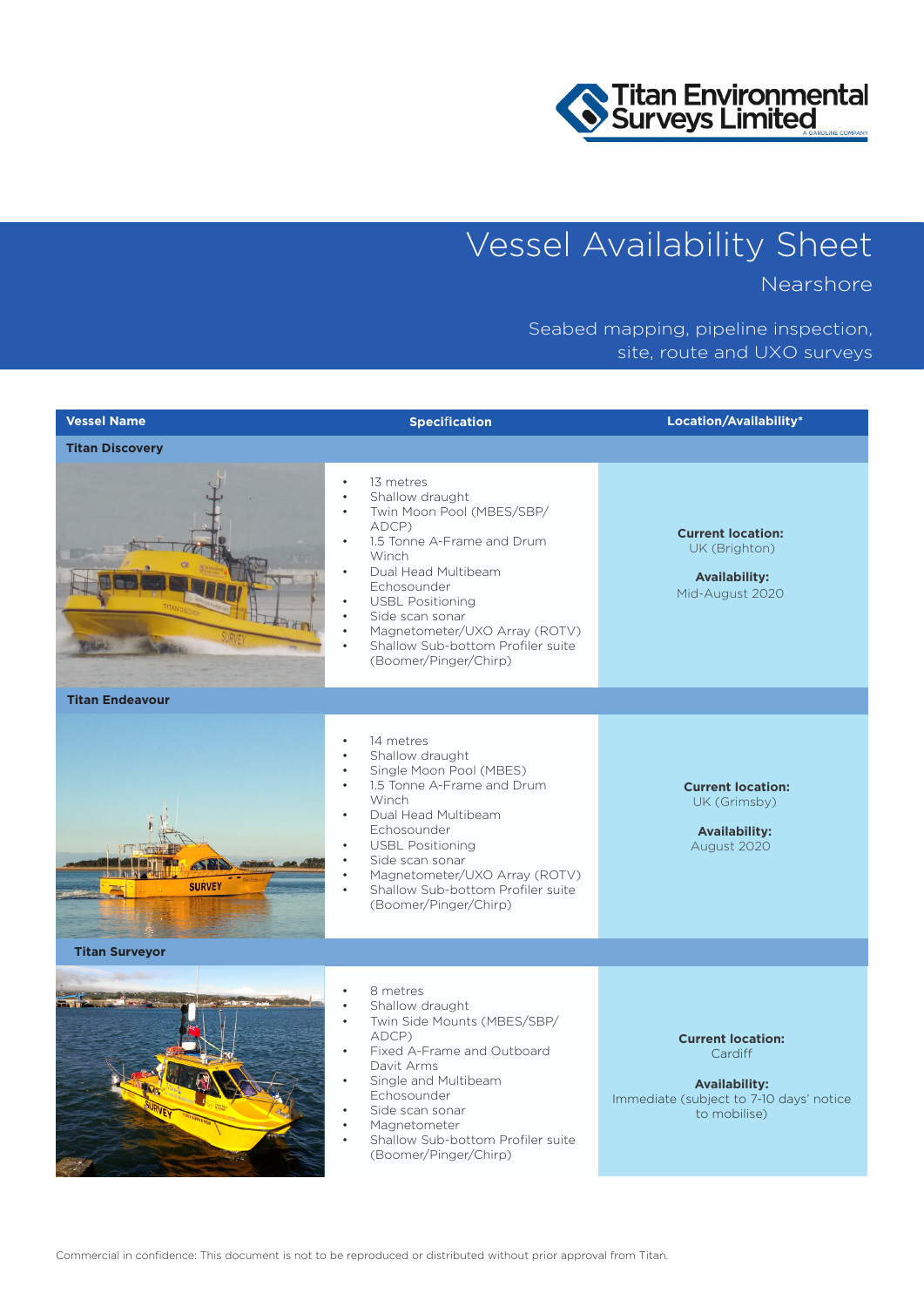Titan Environmental Surveys Limited
A GARDLINE COMPANY

# Vessel Availability Sheet

## Nearshore

Seabed mapping, pipeline inspection, site, route and UXO surveys

| Vessel Name | Specification | Location/Availability* |
|---|---|---|
| **Titan Discovery** | | |
| | • 13 metres<br>• Shallow draught<br>• Twin Moon Pool (MBES/SBP/ADCP)<br>• 1.5 Tonne A-Frame and Drum Winch<br>• Dual Head Multibeam Echosounder<br>• USBL Positioning<br>• Side scan sonar<br>• Magnetometer/UXO Array (ROTV)<br>• Shallow Sub-bottom Profiler suite (Boomer/Pinger/Chirp) | **Current location:**<br>UK (Brighton)<br><br>**Availability:**<br>Mid-August 2020 |
| **Titan Endeavour** | | |
| | • 14 metres<br>• Shallow draught<br>• Single Moon Pool (MBES)<br>• 1.5 Tonne A-Frame and Drum Winch<br>• Dual Head Multibeam Echosounder<br>• USBL Positioning<br>• Side scan sonar<br>• Magnetometer/UXO Array (ROTV)<br>• Shallow Sub-bottom Profiler suite (Boomer/Pinger/Chirp) | **Current location:**<br>UK (Grimsby)<br><br>**Availability:**<br>August 2020 |
| **Titan Surveyor** | | |
| | • 8 metres<br>• Shallow draught<br>• Twin Side Mounts (MBES/SBP/ADCP)<br>• Fixed A-Frame and Outboard Davit Arms<br>• Single and Multibeam Echosounder<br>• Side scan sonar<br>• Magnetometer<br>• Shallow Sub-bottom Profiler suite (Boomer/Pinger/Chirp) | **Current location:**<br>Cardiff<br><br>**Availability:**<br>Immediate (subject to 7-10 days' notice to mobilise) |

Commercial in confidence: This document is not to be reproduced or distributed without prior approval from Titan.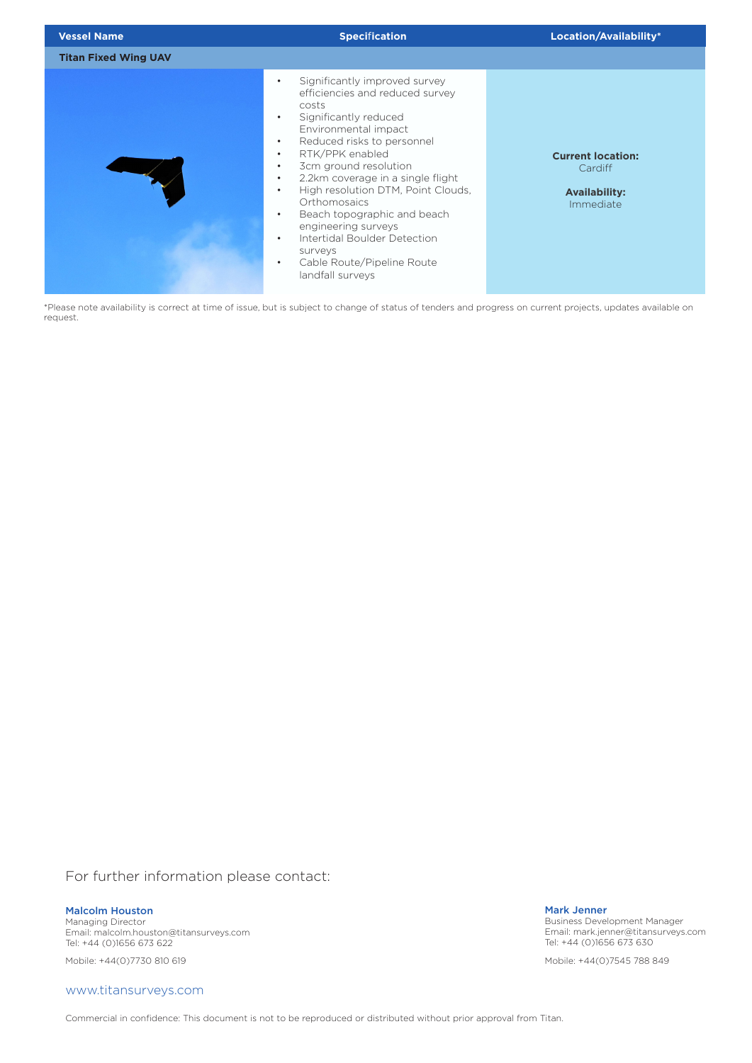| Vessel Name | Specification | Location/Availability* |
|---|---|---|
| **Titan Fixed Wing UAV** | | |
| | • Significantly improved survey efficiencies and reduced survey costs<br>• Significantly reduced Environmental impact<br>• Reduced risks to personnel<br>• RTK/PPK enabled<br>• 3cm ground resolution<br>• 2.2km coverage in a single flight<br>• High resolution DTM, Point Clouds, Orthomosaics<br>• Beach topographic and beach engineering surveys<br>• Intertidal Boulder Detection surveys<br>• Cable Route/Pipeline Route landfall surveys | **Current location:** Cardiff<br><br>**Availability:** Immediate |

*Please note availability is correct at time of issue, but is subject to change of status of tenders and progress on current projects, updates available on request.

For further information please contact:

**Malcolm Houston**
Managing Director
Email: malcolm.houston@titansurveys.com
Tel: +44 (0)1656 673 622

Mobile: +44(0)7730 810 619

**Mark Jenner**
Business Development Manager
Email: mark.jenner@titansurveys.com
Tel: +44 (0)1656 673 630

Mobile: +44(0)7545 788 849

www.titansurveys.com

Commercial in confidence: This document is not to be reproduced or distributed without prior approval from Titan.